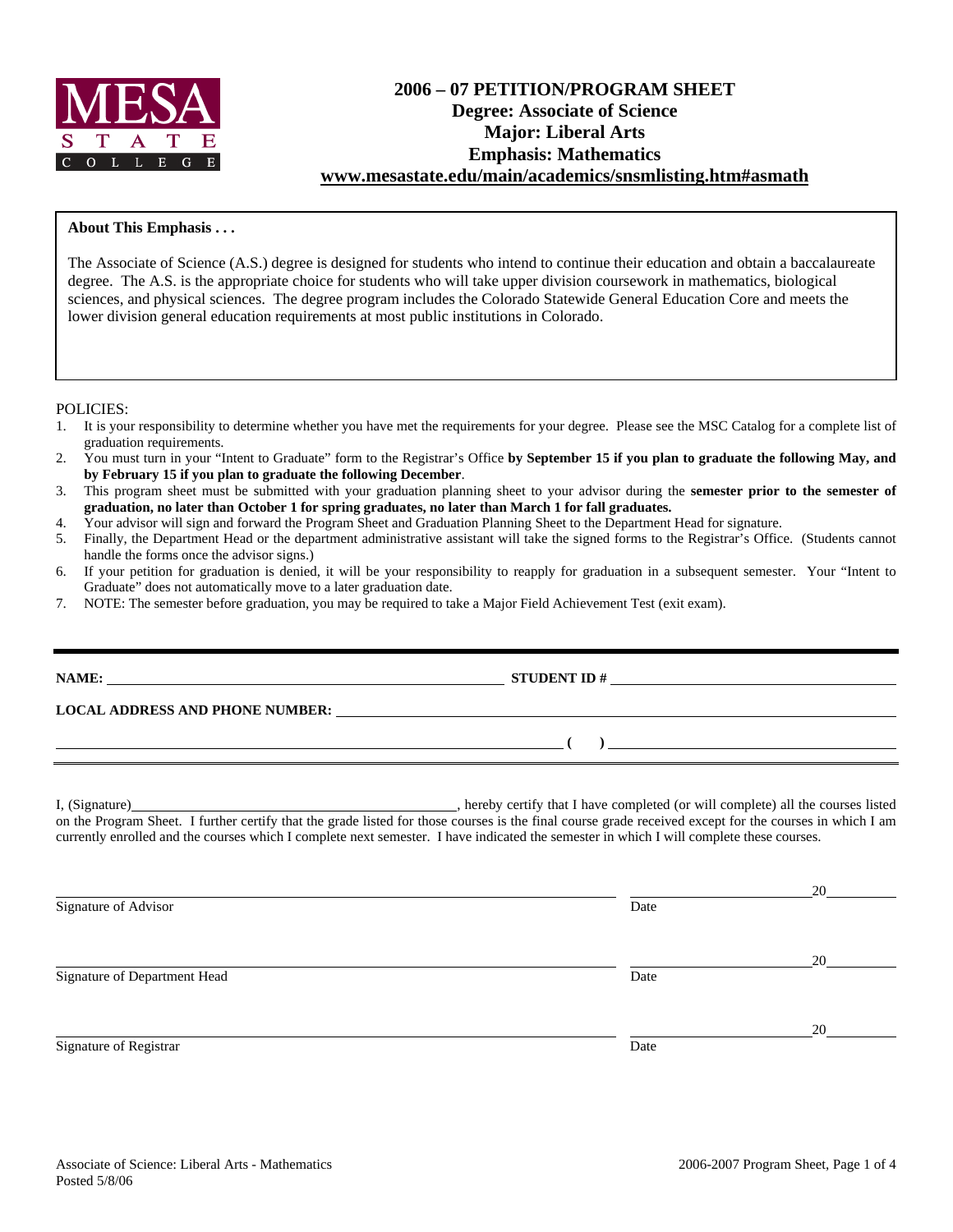# 2006 – 07 PETITION/PROGRAM SHEET
## Degree: Associate of Science
## Major: Liberal Arts
## Emphasis: Mathematics
**www.mesastate.edu/main/academics/snsmlisting.htm#asmath**

**About This Emphasis . . .**

The Associate of Science (A.S.) degree is designed for students who intend to continue their education and obtain a baccalaureate degree. The A.S. is the appropriate choice for students who will take upper division coursework in mathematics, biological sciences, and physical sciences. The degree program includes the Colorado Statewide General Education Core and meets the lower division general education requirements at most public institutions in Colorado.

POLICIES:

1. It is your responsibility to determine whether you have met the requirements for your degree. Please see the MSC Catalog for a complete list of graduation requirements.
2. You must turn in your "Intent to Graduate" form to the Registrar's Office **by September 15 if you plan to graduate the following May, and by February 15 if you plan to graduate the following December**.
3. This program sheet must be submitted with your graduation planning sheet to your advisor during the **semester prior to the semester of graduation, no later than October 1 for spring graduates, no later than March 1 for fall graduates.**
4. Your advisor will sign and forward the Program Sheet and Graduation Planning Sheet to the Department Head for signature.
5. Finally, the Department Head or the department administrative assistant will take the signed forms to the Registrar's Office. (Students cannot handle the forms once the advisor signs.)
6. If your petition for graduation is denied, it will be your responsibility to reapply for graduation in a subsequent semester. Your "Intent to Graduate" does not automatically move to a later graduation date.
7. NOTE: The semester before graduation, you may be required to take a Major Field Achievement Test (exit exam).

---

**NAME:** ______________________________ **STUDENT ID #** ______________________________

**LOCAL ADDRESS AND PHONE NUMBER:** ______________________________

______________________________ **(    )** ______________________________

I, (Signature)______________________________, hereby certify that I have completed (or will complete) all the courses listed on the Program Sheet. I further certify that the grade listed for those courses is the final course grade received except for the courses in which I am currently enrolled and the courses which I complete next semester. I have indicated the semester in which I will complete these courses.

______________________________ ______________________ 20______
Signature of Advisor Date

______________________________ ______________________ 20______
Signature of Department Head Date

______________________________ ______________________ 20______
Signature of Registrar Date

Associate of Science: Liberal Arts - Mathematics
Posted 5/8/06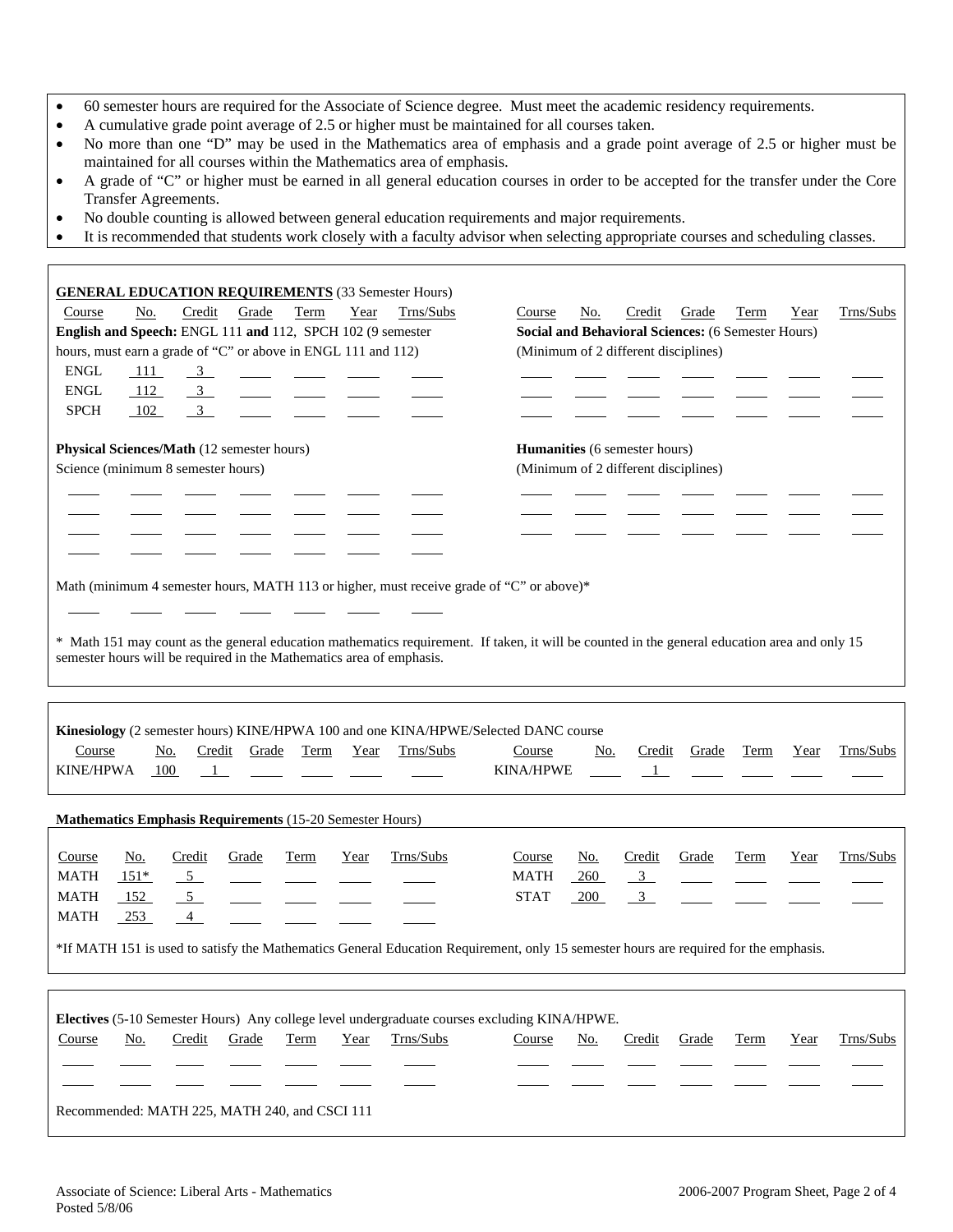- 60 semester hours are required for the Associate of Science degree. Must meet the academic residency requirements.
- A cumulative grade point average of 2.5 or higher must be maintained for all courses taken.
- No more than one "D" may be used in the Mathematics area of emphasis and a grade point average of 2.5 or higher must be maintained for all courses within the Mathematics area of emphasis.
- A grade of "C" or higher must be earned in all general education courses in order to be accepted for the transfer under the Core Transfer Agreements.
- No double counting is allowed between general education requirements and major requirements.
- It is recommended that students work closely with a faculty advisor when selecting appropriate courses and scheduling classes.

## GENERAL EDUCATION REQUIREMENTS (33 Semester Hours)

**English and Speech:** ENGL 111 **and** 112, SPCH 102 (9 semester hours, must earn a grade of "C" or above in ENGL 111 and 112)

| Course | No. | Credit | Grade | Term | Year | Trns/Subs |
|---|---|---|---|---|---|---|
| ENGL | 111 | 3 | | | | |
| ENGL | 112 | 3 | | | | |
| SPCH | 102 | 3 | | | | |

**Physical Sciences/Math** (12 semester hours)

Science (minimum 8 semester hours)

| Course | No. | Credit | Grade | Term | Year | Trns/Subs |
|---|---|---|---|---|---|---|
| | | | | | | |
| | | | | | | |
| | | | | | | |
| | | | | | | |

Math (minimum 4 semester hours, MATH 113 or higher, must receive grade of "C" or above)*

| Course | No. | Credit | Grade | Term | Year | Trns/Subs |
|---|---|---|---|---|---|---|
| | | | | | | |

**Social and Behavioral Sciences:** (6 Semester Hours) (Minimum of 2 different disciplines)

| Course | No. | Credit | Grade | Term | Year | Trns/Subs |
|---|---|---|---|---|---|---|
| | | | | | | |
| | | | | | | |

**Humanities** (6 semester hours) (Minimum of 2 different disciplines)

| Course | No. | Credit | Grade | Term | Year | Trns/Subs |
|---|---|---|---|---|---|---|
| | | | | | | |
| | | | | | | |
| | | | | | | |

* Math 151 may count as the general education mathematics requirement. If taken, it will be counted in the general education area and only 15 semester hours will be required in the Mathematics area of emphasis.

**Kinesiology** (2 semester hours) KINE/HPWA 100 and one KINA/HPWE/Selected DANC course

| Course | No. | Credit | Grade | Term | Year | Trns/Subs |
|---|---|---|---|---|---|---|
| KINE/HPWA | 100 | 1 | | | | |
| KINA/HPWE | | 1 | | | | |

## Mathematics Emphasis Requirements (15-20 Semester Hours)

| Course | No. | Credit | Grade | Term | Year | Trns/Subs |
|---|---|---|---|---|---|---|
| MATH | 151* | 5 | | | | |
| MATH | 152 | 5 | | | | |
| MATH | 253 | 4 | | | | |
| MATH | 260 | 3 | | | | |
| STAT | 200 | 3 | | | | |

*If MATH 151 is used to satisfy the Mathematics General Education Requirement, only 15 semester hours are required for the emphasis.

**Electives** (5-10 Semester Hours) Any college level undergraduate courses excluding KINA/HPWE.

| Course | No. | Credit | Grade | Term | Year | Trns/Subs |
|---|---|---|---|---|---|---|
| | | | | | | |
| | | | | | | |
| | | | | | | |
| | | | | | | |

Recommended: MATH 225, MATH 240, and CSCI 111

Associate of Science: Liberal Arts - Mathematics
Posted 5/8/06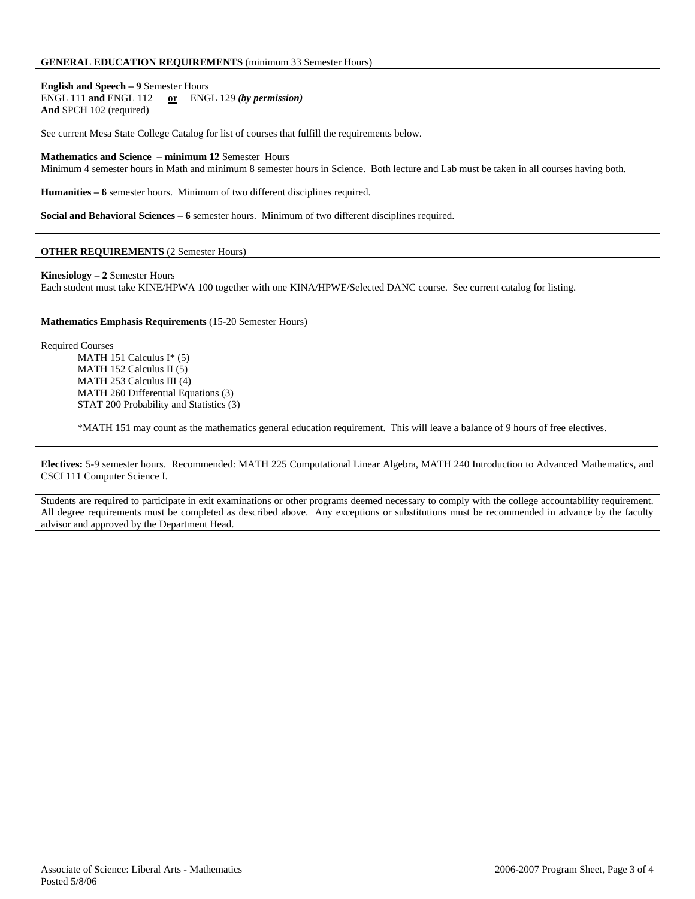**GENERAL EDUCATION REQUIREMENTS** (minimum 33 Semester Hours)

**English and Speech – 9** Semester Hours
ENGL 111 **and** ENGL 112 **or** ENGL 129 ***(by permission)***
**And** SPCH 102 (required)

See current Mesa State College Catalog for list of courses that fulfill the requirements below.

**Mathematics and Science – minimum 12** Semester Hours
Minimum 4 semester hours in Math and minimum 8 semester hours in Science. Both lecture and Lab must be taken in all courses having both.

**Humanities – 6** semester hours. Minimum of two different disciplines required.

**Social and Behavioral Sciences – 6** semester hours. Minimum of two different disciplines required.

**OTHER REQUIREMENTS** (2 Semester Hours)

**Kinesiology – 2** Semester Hours
Each student must take KINE/HPWA 100 together with one KINA/HPWE/Selected DANC course. See current catalog for listing.

**Mathematics Emphasis Requirements** (15-20 Semester Hours)

Required Courses

- MATH 151 Calculus I* (5)
- MATH 152 Calculus II (5)
- MATH 253 Calculus III (4)
- MATH 260 Differential Equations (3)
- STAT 200 Probability and Statistics (3)

*MATH 151 may count as the mathematics general education requirement. This will leave a balance of 9 hours of free electives.

**Electives:** 5-9 semester hours. Recommended: MATH 225 Computational Linear Algebra, MATH 240 Introduction to Advanced Mathematics, and CSCI 111 Computer Science I.

Students are required to participate in exit examinations or other programs deemed necessary to comply with the college accountability requirement. All degree requirements must be completed as described above. Any exceptions or substitutions must be recommended in advance by the faculty advisor and approved by the Department Head.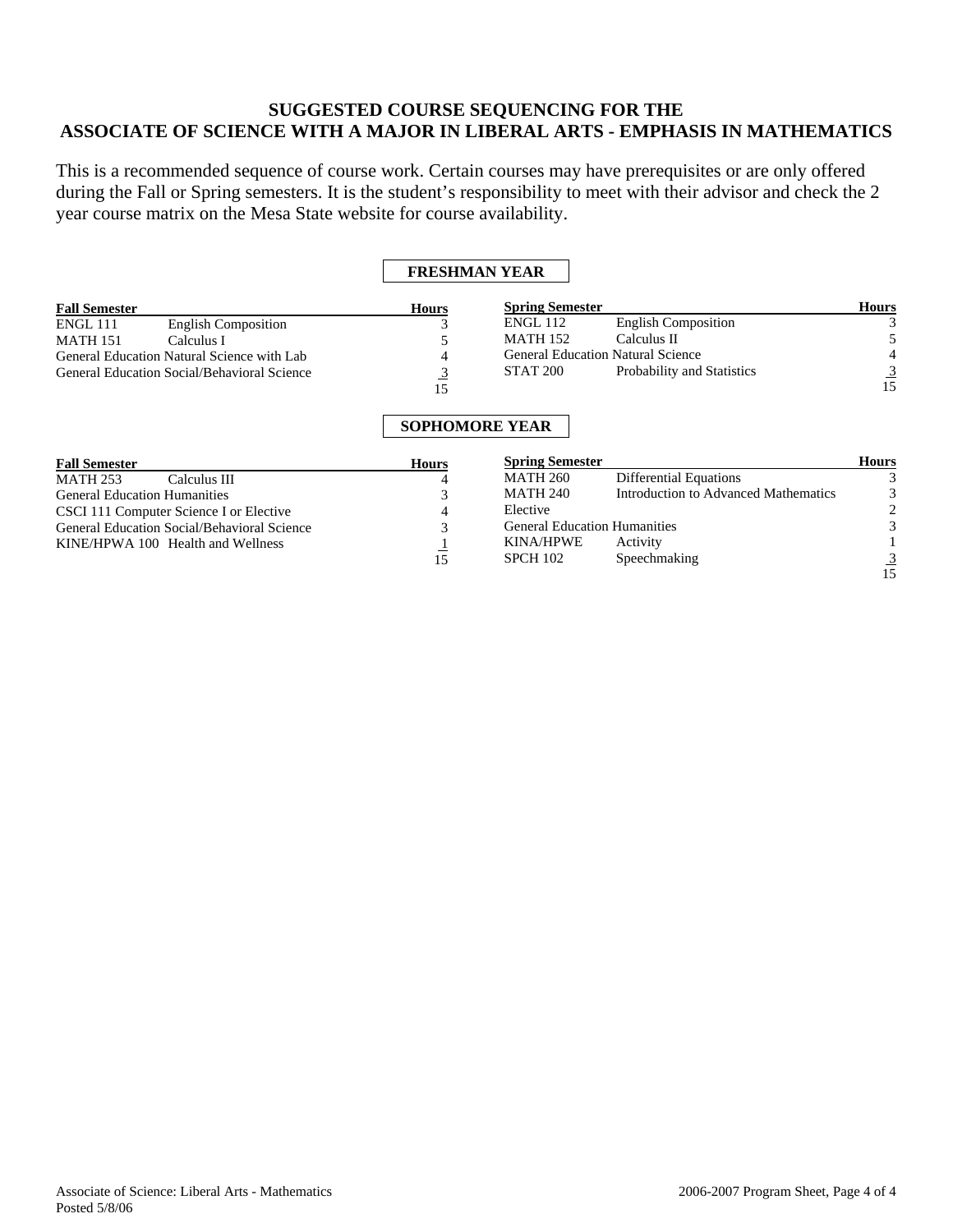## SUGGESTED COURSE SEQUENCING FOR THE ASSOCIATE OF SCIENCE WITH A MAJOR IN LIBERAL ARTS - EMPHASIS IN MATHEMATICS

This is a recommended sequence of course work. Certain courses may have prerequisites or are only offered during the Fall or Spring semesters. It is the student's responsibility to meet with their advisor and check the 2 year course matrix on the Mesa State website for course availability.

### FRESHMAN YEAR

| Fall Semester | | Hours |
|---|---|---|
| ENGL 111 | English Composition | 3 |
| MATH 151 | Calculus I | 5 |
| General Education Natural Science with Lab | | 4 |
| General Education Social/Behavioral Science | | 3 |
| | | 15 |

| Spring Semester | | Hours |
|---|---|---|
| ENGL 112 | English Composition | 3 |
| MATH 152 | Calculus II | 5 |
| General Education Natural Science | | 4 |
| STAT 200 | Probability and Statistics | 3 |
| | | 15 |

### SOPHOMORE YEAR

| Fall Semester | | Hours |
|---|---|---|
| MATH 253 | Calculus III | 4 |
| General Education Humanities | | 3 |
| CSCI 111 Computer Science I or Elective | | 4 |
| General Education Social/Behavioral Science | | 3 |
| KINE/HPWA 100 | Health and Wellness | 1 |
| | | 15 |

| Spring Semester | | Hours |
|---|---|---|
| MATH 260 | Differential Equations | 3 |
| MATH 240 | Introduction to Advanced Mathematics | 3 |
| Elective | | 2 |
| General Education Humanities | | 3 |
| KINA/HPWE | Activity | 1 |
| SPCH 102 | Speechmaking | 3 |
| | | 15 |

Associate of Science: Liberal Arts - Mathematics
Posted 5/8/06